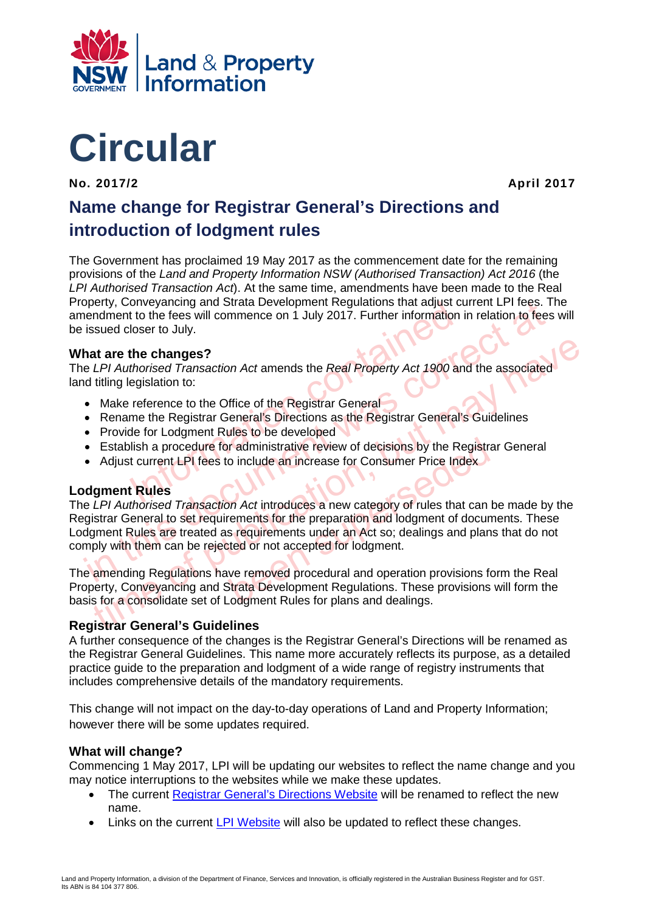# Circular

**No. 2017/2** **April 2017**

## Name change for Registrar General's Directions and introduction of lodgment rules

The Government has proclaimed 19 May 2017 as the commencement date for the remaining provisions of the *Land and Property Information NSW (Authorised Transaction) Act 2016* (the *LPI Authorised Transaction Act*). At the same time, amendments have been made to the Real Property, Conveyancing and Strata Development Regulations that adjust current LPI fees. The amendment to the fees will commence on 1 July 2017. Further information in relation to fees will be issued closer to July.

### What are the changes?

The *LPI Authorised Transaction Act* amends the *Real Property Act 1900* and the associated land titling legislation to:

- Make reference to the Office of the Registrar General
- Rename the Registrar General's Directions as the Registrar General's Guidelines
- Provide for Lodgment Rules to be developed
- Establish a procedure for administrative review of decisions by the Registrar General
- Adjust current LPI fees to include an increase for Consumer Price Index

### Lodgment Rules

The *LPI Authorised Transaction Act* introduces a new category of rules that can be made by the Registrar General to set requirements for the preparation and lodgment of documents. These Lodgment Rules are treated as requirements under an Act so; dealings and plans that do not comply with them can be rejected or not accepted for lodgment.

The amending Regulations have removed procedural and operation provisions form the Real Property, Conveyancing and Strata Development Regulations. These provisions will form the basis for a consolidate set of Lodgment Rules for plans and dealings.

### Registrar General's Guidelines

A further consequence of the changes is the Registrar General's Directions will be renamed as the Registrar General Guidelines. This name more accurately reflects its purpose, as a detailed practice guide to the preparation and lodgment of a wide range of registry instruments that includes comprehensive details of the mandatory requirements.

This change will not impact on the day-to-day operations of Land and Property Information; however there will be some updates required.

### What will change?

Commencing 1 May 2017, LPI will be updating our websites to reflect the name change and you may notice interruptions to the websites while we make these updates.

- The current Registrar General's Directions Website will be renamed to reflect the new name.
- Links on the current LPI Website will also be updated to reflect these changes.

Land and Property Information, a division of the Department of Finance, Services and Innovation, is officially registered in the Australian Business Register and for GST. Its ABN is 84 104 377 806.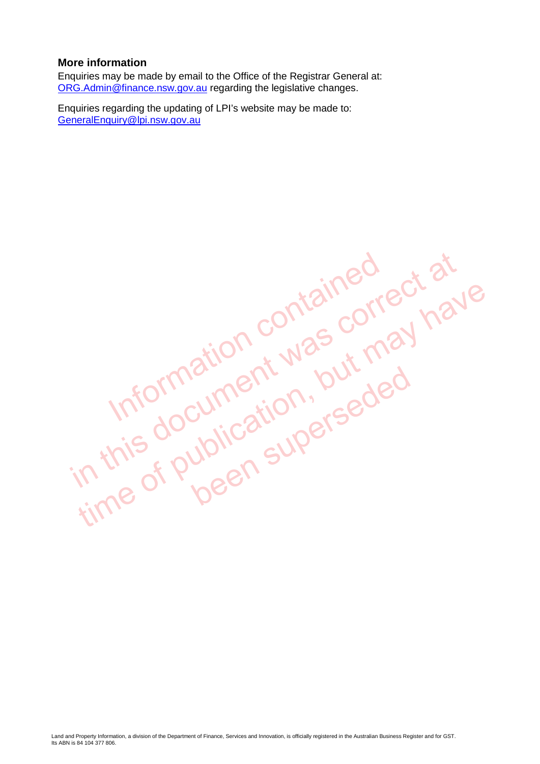### More information

Enquiries may be made by email to the Office of the Registrar General at: ORG.Admin@finance.nsw.gov.au regarding the legislative changes.

Enquiries regarding the updating of LPI's website may be made to: GeneralEnquiry@lpi.nsw.gov.au

Information contained in this document was correct at time of publication, but may have been superseded

Land and Property Information, a division of the Department of Finance, Services and Innovation, is officially registered in the Australian Business Register and for GST. Its ABN is 84 104 377 806.